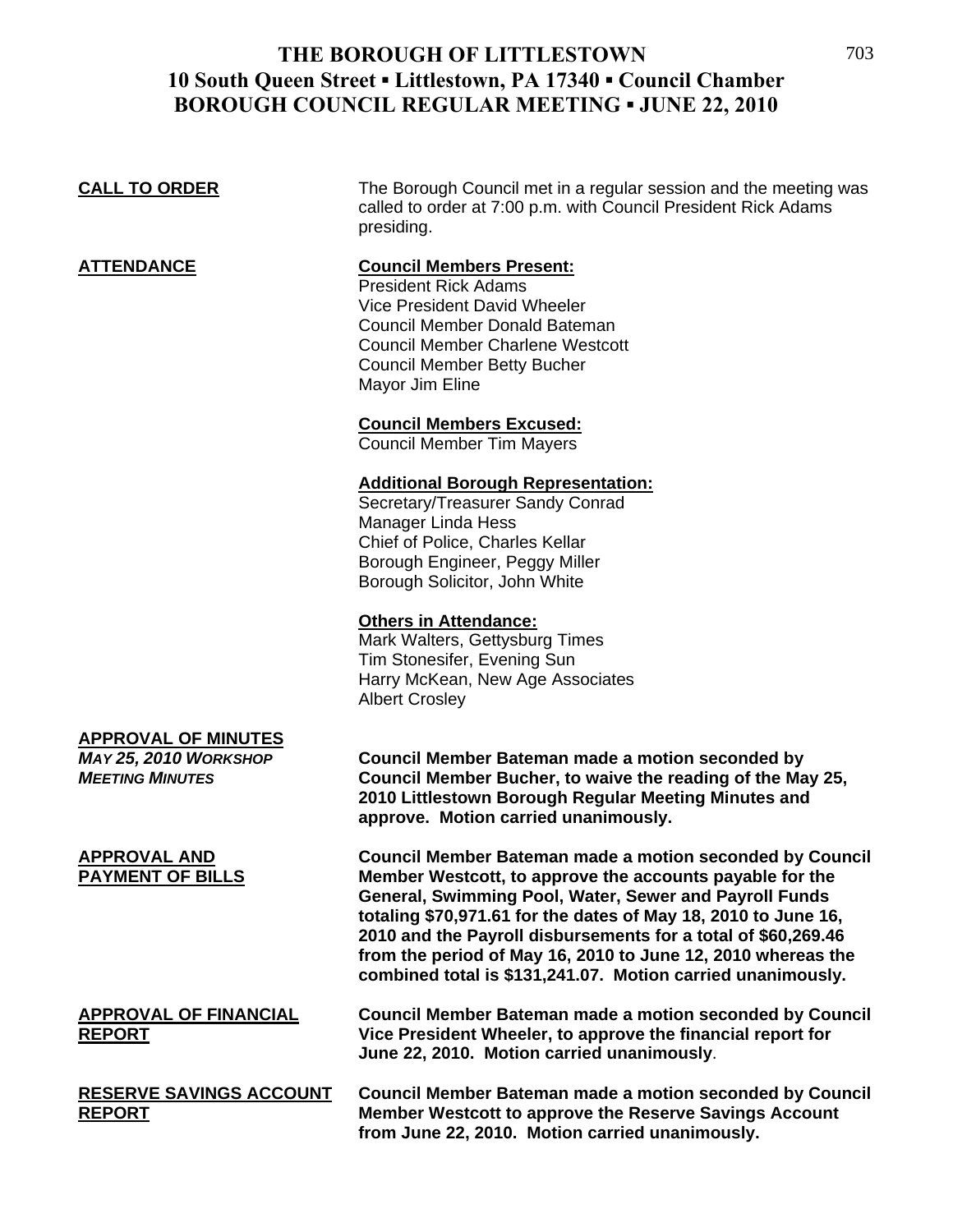# THE BOROUGH OF LITTLESTOWN
## 10 South Queen Street ▪ Littlestown, PA 17340 ▪ Council Chamber
## BOROUGH COUNCIL REGULAR MEETING ▪ JUNE 22, 2010

**CALL TO ORDER**

The Borough Council met in a regular session and the meeting was called to order at 7:00 p.m. with Council President Rick Adams presiding.

**ATTENDANCE**

**Council Members Present:**
President Rick Adams
Vice President David Wheeler
Council Member Donald Bateman
Council Member Charlene Westcott
Council Member Betty Bucher
Mayor Jim Eline

**Council Members Excused:**
Council Member Tim Mayers

**Additional Borough Representation:**
Secretary/Treasurer Sandy Conrad
Manager Linda Hess
Chief of Police, Charles Kellar
Borough Engineer, Peggy Miller
Borough Solicitor, John White

**Others in Attendance:**
Mark Walters, Gettysburg Times
Tim Stonesifer, Evening Sun
Harry McKean, New Age Associates
Albert Crosley

**APPROVAL OF MINUTES**
***MAY 25, 2010 WORKSHOP MEETING MINUTES***

**Council Member Bateman made a motion seconded by Council Member Bucher, to waive the reading of the May 25, 2010 Littlestown Borough Regular Meeting Minutes and approve. Motion carried unanimously.**

**APPROVAL AND PAYMENT OF BILLS**

**Council Member Bateman made a motion seconded by Council Member Westcott, to approve the accounts payable for the General, Swimming Pool, Water, Sewer and Payroll Funds totaling $70,971.61 for the dates of May 18, 2010 to June 16, 2010 and the Payroll disbursements for a total of $60,269.46 from the period of May 16, 2010 to June 12, 2010 whereas the combined total is $131,241.07. Motion carried unanimously.**

**APPROVAL OF FINANCIAL REPORT**

**Council Member Bateman made a motion seconded by Council Vice President Wheeler, to approve the financial report for June 22, 2010. Motion carried unanimously.**

**RESERVE SAVINGS ACCOUNT REPORT**

**Council Member Bateman made a motion seconded by Council Member Westcott to approve the Reserve Savings Account from June 22, 2010. Motion carried unanimously.**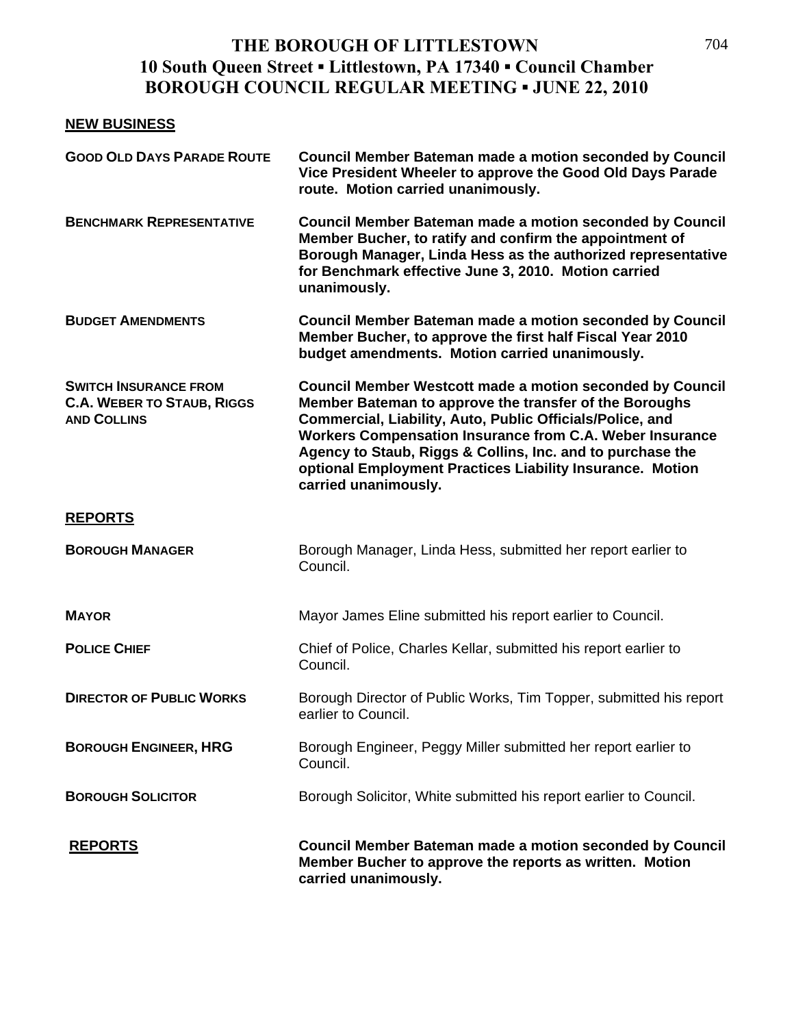# THE BOROUGH OF LITTLESTOWN
## 10 South Queen Street ▪ Littlestown, PA 17340 ▪ Council Chamber
## BOROUGH COUNCIL REGULAR MEETING ▪ JUNE 22, 2010

### NEW BUSINESS

**GOOD OLD DAYS PARADE ROUTE**

**Council Member Bateman made a motion seconded by Council Vice President Wheeler to approve the Good Old Days Parade route. Motion carried unanimously.**

**BENCHMARK REPRESENTATIVE**

**Council Member Bateman made a motion seconded by Council Member Bucher, to ratify and confirm the appointment of Borough Manager, Linda Hess as the authorized representative for Benchmark effective June 3, 2010. Motion carried unanimously.**

**BUDGET AMENDMENTS**

**Council Member Bateman made a motion seconded by Council Member Bucher, to approve the first half Fiscal Year 2010 budget amendments. Motion carried unanimously.**

**SWITCH INSURANCE FROM C.A. WEBER TO STAUB, RIGGS AND COLLINS**

**Council Member Westcott made a motion seconded by Council Member Bateman to approve the transfer of the Boroughs Commercial, Liability, Auto, Public Officials/Police, and Workers Compensation Insurance from C.A. Weber Insurance Agency to Staub, Riggs & Collins, Inc. and to purchase the optional Employment Practices Liability Insurance. Motion carried unanimously.**

### REPORTS

**BOROUGH MANAGER**

Borough Manager, Linda Hess, submitted her report earlier to Council.

**MAYOR**

Mayor James Eline submitted his report earlier to Council.

**POLICE CHIEF**

Chief of Police, Charles Kellar, submitted his report earlier to Council.

**DIRECTOR OF PUBLIC WORKS**

Borough Director of Public Works, Tim Topper, submitted his report earlier to Council.

**BOROUGH ENGINEER, HRG**

Borough Engineer, Peggy Miller submitted her report earlier to Council.

**BOROUGH SOLICITOR**

Borough Solicitor, White submitted his report earlier to Council.

**REPORTS**

**Council Member Bateman made a motion seconded by Council Member Bucher to approve the reports as written. Motion carried unanimously.**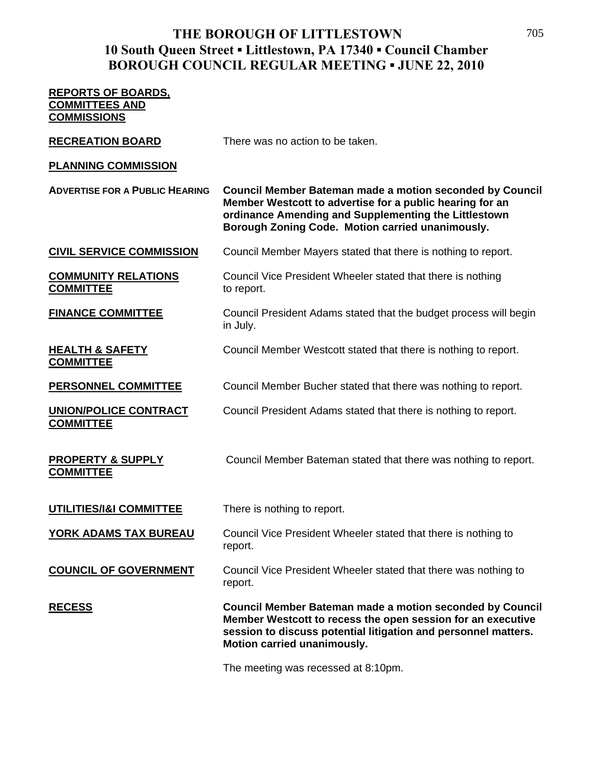**REPORTS OF BOARDS, COMMITTEES AND COMMISSIONS**

**RECREATION BOARD** There was no action to be taken.

**PLANNING COMMISSION**

**ADVERTISE FOR A PUBLIC HEARING** **Council Member Bateman made a motion seconded by Council Member Westcott to advertise for a public hearing for an ordinance Amending and Supplementing the Littlestown Borough Zoning Code. Motion carried unanimously.**

**CIVIL SERVICE COMMISSION** Council Member Mayers stated that there is nothing to report.

**COMMUNITY RELATIONS COMMITTEE** Council Vice President Wheeler stated that there is nothing to report.

**FINANCE COMMITTEE** Council President Adams stated that the budget process will begin in July.

**HEALTH & SAFETY COMMITTEE** Council Member Westcott stated that there is nothing to report.

**PERSONNEL COMMITTEE** Council Member Bucher stated that there was nothing to report.

**UNION/POLICE CONTRACT COMMITTEE** Council President Adams stated that there is nothing to report.

**PROPERTY & SUPPLY COMMITTEE** Council Member Bateman stated that there was nothing to report.

**UTILITIES/I&I COMMITTEE** There is nothing to report.

**YORK ADAMS TAX BUREAU** Council Vice President Wheeler stated that there is nothing to report.

**COUNCIL OF GOVERNMENT** Council Vice President Wheeler stated that there was nothing to report.

**RECESS** **Council Member Bateman made a motion seconded by Council Member Westcott to recess the open session for an executive session to discuss potential litigation and personnel matters. Motion carried unanimously.**

The meeting was recessed at 8:10pm.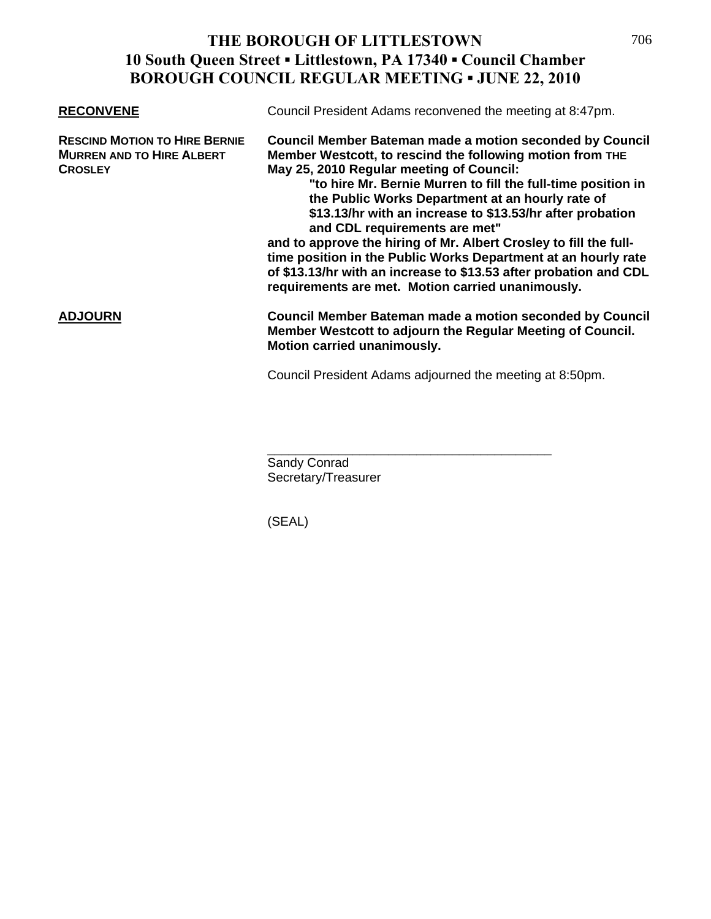# THE BOROUGH OF LITTLESTOWN
## 10 South Queen Street ▪ Littlestown, PA 17340 ▪ Council Chamber
## BOROUGH COUNCIL REGULAR MEETING ▪ JUNE 22, 2010

**RECONVENE**

Council President Adams reconvened the meeting at 8:47pm.

**RESCIND MOTION TO HIRE BERNIE MURREN AND TO HIRE ALBERT CROSLEY**

**Council Member Bateman made a motion seconded by Council Member Westcott, to rescind the following motion from THE May 25, 2010 Regular meeting of Council:**

> **"to hire Mr. Bernie Murren to fill the full-time position in the Public Works Department at an hourly rate of $13.13/hr with an increase to $13.53/hr after probation and CDL requirements are met"**

**and to approve the hiring of Mr. Albert Crosley to fill the full-time position in the Public Works Department at an hourly rate of $13.13/hr with an increase to $13.53 after probation and CDL requirements are met. Motion carried unanimously.**

**ADJOURN**

**Council Member Bateman made a motion seconded by Council Member Westcott to adjourn the Regular Meeting of Council. Motion carried unanimously.**

Council President Adams adjourned the meeting at 8:50pm.

\_\_\_\_\_\_\_\_\_\_\_\_\_\_\_\_\_\_\_\_\_\_\_\_\_\_\_\_\_\_\_\_\_\_\_\_\_\_\_\_

Sandy Conrad
Secretary/Treasurer

(SEAL)